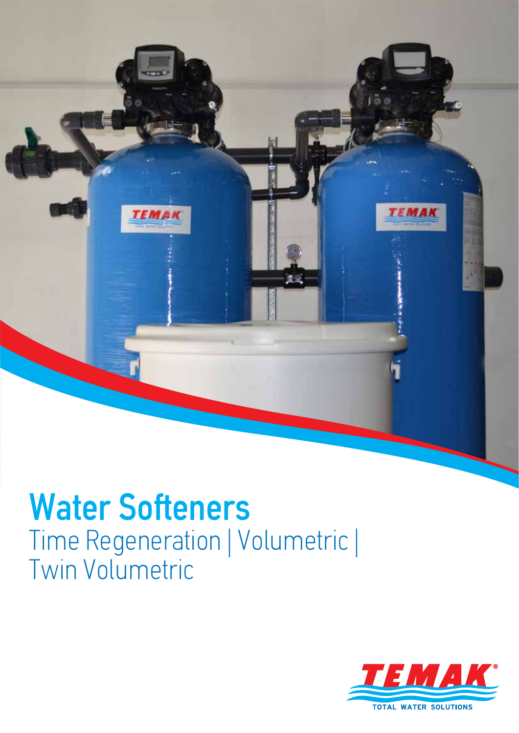# Water Softeners

Time Regeneration | Volumetric | Twin Volumetric

TEMAK®

TOTAL WATER SOLUTIONS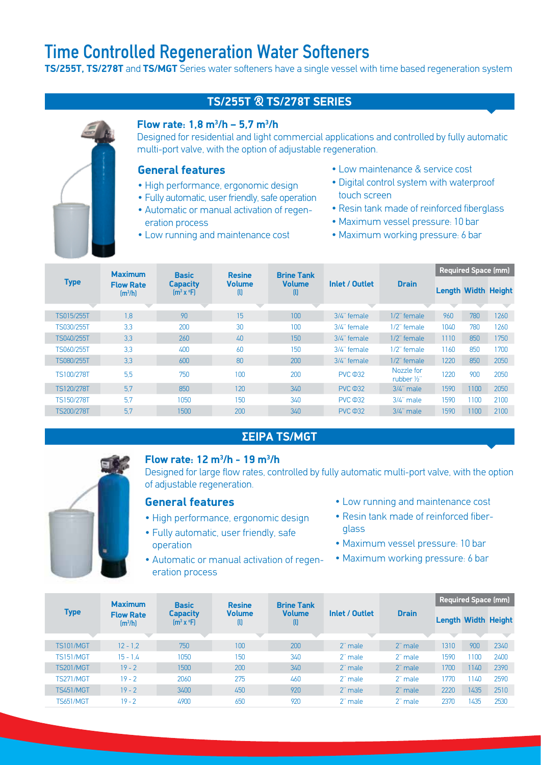# Time Controlled Regeneration Water Softeners

**TS/255T, TS/278T** and **TS/MGT** Series water softeners have a single vessel with time based regeneration system

## TS/255T & TS/278T SERIES

### Flow rate: 1,8 $m^3/h$ – 5,7 $m^3/h$

Designed for residential and light commercial applications and controlled by fully automatic multi-port valve, with the option of adjustable regeneration.

### General features

- High performance, ergonomic design
- Fully automatic, user friendly, safe operation
- Automatic or manual activation of regeneration process
- Low running and maintenance cost
- Low maintenance & service cost
- Digital control system with waterproof touch screen
- Resin tank made of reinforced fiberglass
- Maximum vessel pressure: 10 bar
- Maximum working pressure: 6 bar

| Type | Maximum Flow Rate ($m^3/h$) | Basic Capacity ($m^3$ x °F) | Resine Volume (l) | Brine Tank Volume (l) | Inlet / Outlet | Drain | Required Space (mm) | | |
|---|---|---|---|---|---|---|---|---|---|
| | | | | | | | Length | Width | Height |
| TS015/255T | 1,8 | 90 | 15 | 100 | 3/4'' female | 1/2'' female | 960 | 780 | 1260 |
| TS030/255T | 3,3 | 200 | 30 | 100 | 3/4'' female | 1/2'' female | 1040 | 780 | 1260 |
| TS040/255T | 3,3 | 260 | 40 | 150 | 3/4'' female | 1/2'' female | 1110 | 850 | 1750 |
| TS060/255T | 3,3 | 400 | 60 | 150 | 3/4'' female | 1/2'' female | 1160 | 850 | 1700 |
| TS080/255T | 3,3 | 600 | 80 | 200 | 3/4'' female | 1/2'' female | 1220 | 850 | 2050 |
| TS100/278T | 5,5 | 750 | 100 | 200 | PVC Φ32 | Nozzle for rubber ½'' | 1220 | 900 | 2050 |
| TS120/278T | 5,7 | 850 | 120 | 340 | PVC Φ32 | 3/4'' male | 1590 | 1100 | 2050 |
| TS150/278T | 5,7 | 1050 | 150 | 340 | PVC Φ32 | 3/4'' male | 1590 | 1100 | 2100 |
| TS200/278T | 5,7 | 1500 | 200 | 340 | PVC Φ32 | 3/4'' male | 1590 | 1100 | 2100 |

## ΣΕΙΡΑ TS/MGT

### Flow rate: 12 $m^3/h$ - 19 $m^3/h$

Designed for large flow rates, controlled by fully automatic multi-port valve, with the option of adjustable regeneration.

### General features

- High performance, ergonomic design
- Fully automatic, user friendly, safe operation
- Automatic or manual activation of regeneration process
- Low running and maintenance cost
- Resin tank made of reinforced fiberglass
- Maximum vessel pressure: 10 bar
- Maximum working pressure: 6 bar

| Type | Maximum Flow Rate ($m^3/h$) | Basic Capacity ($m^3$ x °F) | Resine Volume (l) | Brine Tank Volume (l) | Inlet / Outlet | Drain | Required Space (mm) | | |
|---|---|---|---|---|---|---|---|---|---|
| | | | | | | | Length | Width | Height |
| TS101/MGT | 12 - 1,2 | 750 | 100 | 200 | 2'' male | 2'' male | 1310 | 900 | 2340 |
| TS151/MGT | 15 - 1,4 | 1050 | 150 | 340 | 2'' male | 2'' male | 1590 | 1100 | 2400 |
| TS201/MGT | 19 - 2 | 1500 | 200 | 340 | 2'' male | 2'' male | 1700 | 1140 | 2390 |
| TS271/MGT | 19 - 2 | 2060 | 275 | 460 | 2'' male | 2'' male | 1770 | 1140 | 2590 |
| TS451/MGT | 19 - 2 | 3400 | 450 | 920 | 2'' male | 2'' male | 2220 | 1435 | 2510 |
| TS651/MGT | 19 - 2 | 4900 | 650 | 920 | 2'' male | 2'' male | 2370 | 1435 | 2530 |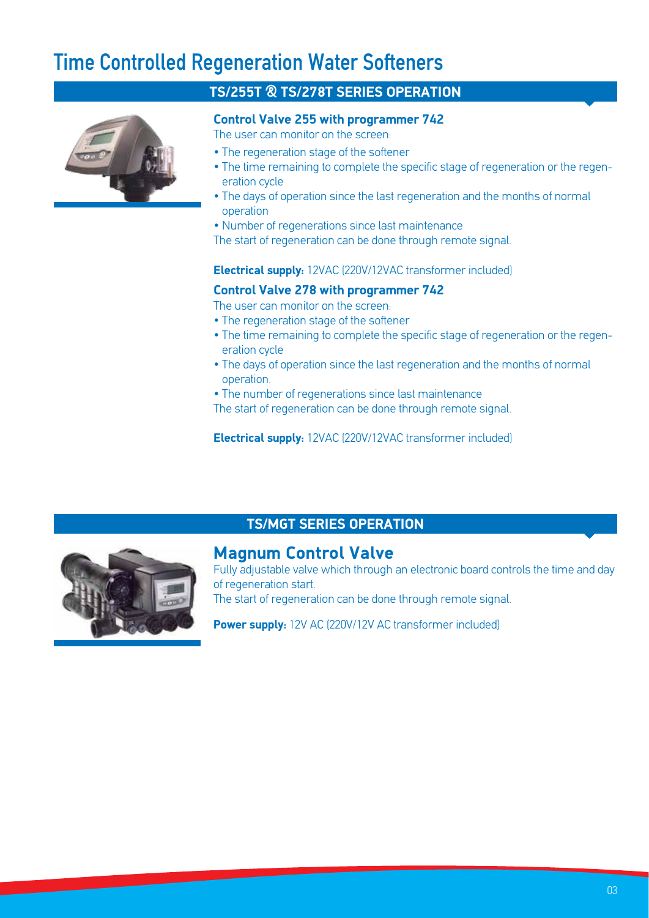# Time Controlled Regeneration Water Softeners

## TS/255T & TS/278T SERIES OPERATION

### Control Valve 255 with programmer 742

The user can monitor on the screen:

- The regeneration stage of the softener
- The time remaining to complete the specific stage of regeneration or the regeneration cycle
- The days of operation since the last regeneration and the months of normal operation
- Number of regenerations since last maintenance

The start of regeneration can be done through remote signal.

**Electrical supply:** 12VAC (220V/12VAC transformer included)

### Control Valve 278 with programmer 742

The user can monitor on the screen:

- The regeneration stage of the softener
- The time remaining to complete the specific stage of regeneration or the regeneration cycle
- The days of operation since the last regeneration and the months of normal operation.
- The number of regenerations since last maintenance

The start of regeneration can be done through remote signal.

**Electrical supply:** 12VAC (220V/12VAC transformer included)

## TS/MGT SERIES OPERATION

### Magnum Control Valve

Fully adjustable valve which through an electronic board controls the time and day of regeneration start.

The start of regeneration can be done through remote signal.

**Power supply:** 12V AC (220V/12V AC transformer included)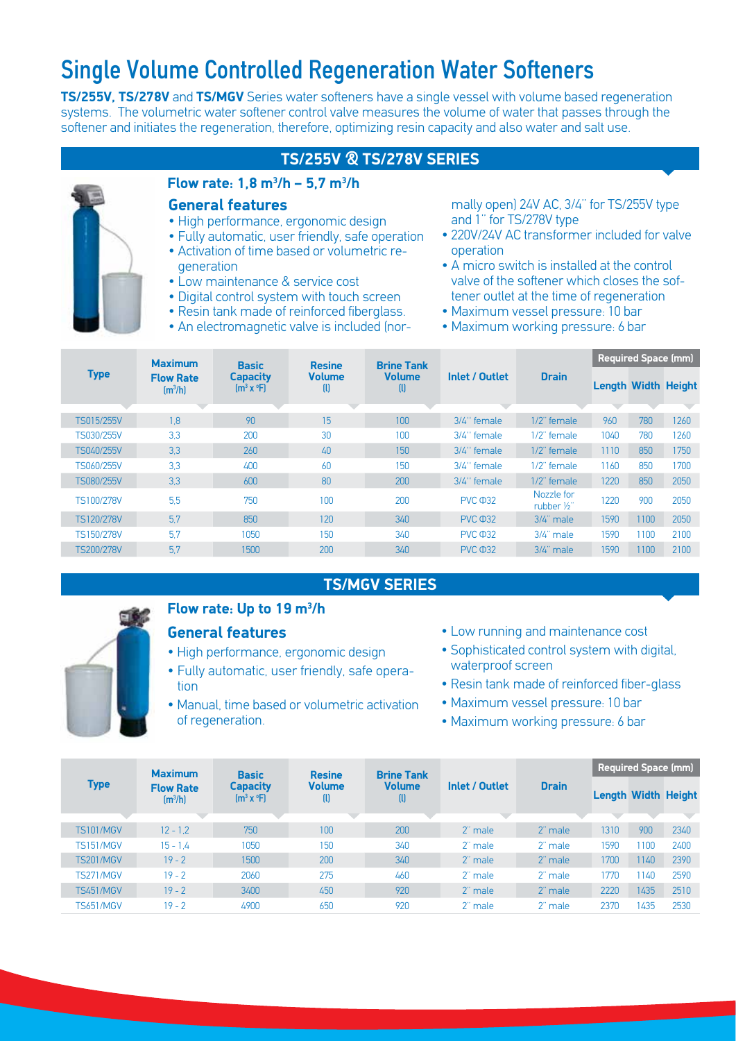# Single Volume Controlled Regeneration Water Softeners

**TS/255V, TS/278V** and **TS/MGV** Series water softeners have a single vessel with volume based regeneration systems. The volumetric water softener control valve measures the volume of water that passes through the softener and initiates the regeneration, therefore, optimizing resin capacity and also water and salt use.

## TS/255V & TS/278V SERIES

### Flow rate: 1,8 m³/h – 5,7 m³/h

### General features

- High performance, ergonomic design
- Fully automatic, user friendly, safe operation
- Activation of time based or volumetric regeneration
- Low maintenance & service cost
- Digital control system with touch screen
- Resin tank made of reinforced fiberglass.
- An electromagnetic valve is included (normally open) 24V AC, 3/4" for TS/255V type and 1" for TS/278V type
- 220V/24V AC transformer included for valve operation
- A micro switch is installed at the control valve of the softener which closes the softener outlet at the time of regeneration
- Maximum vessel pressure: 10 bar
- Maximum working pressure: 6 bar

| Type | Maximum Flow Rate (m³/h) | Basic Capacity (m³ x °F) | Resine Volume (l) | Brine Tank Volume (l) | Inlet / Outlet | Drain | Required Space (mm) | | |
|---|---|---|---|---|---|---|---|---|---|
| | | | | | | | Length | Width | Height |
| TS015/255V | 1,8 | 90 | 15 | 100 | 3/4" female | 1/2" female | 960 | 780 | 1260 |
| TS030/255V | 3,3 | 200 | 30 | 100 | 3/4" female | 1/2" female | 1040 | 780 | 1260 |
| TS040/255V | 3,3 | 260 | 40 | 150 | 3/4" female | 1/2" female | 1110 | 850 | 1750 |
| TS060/255V | 3,3 | 400 | 60 | 150 | 3/4" female | 1/2" female | 1160 | 850 | 1700 |
| TS080/255V | 3,3 | 600 | 80 | 200 | 3/4" female | 1/2" female | 1220 | 850 | 2050 |
| TS100/278V | 5,5 | 750 | 100 | 200 | PVC Φ32 | Nozzle for rubber ½" | 1220 | 900 | 2050 |
| TS120/278V | 5,7 | 850 | 120 | 340 | PVC Φ32 | 3/4" male | 1590 | 1100 | 2050 |
| TS150/278V | 5,7 | 1050 | 150 | 340 | PVC Φ32 | 3/4" male | 1590 | 1100 | 2100 |
| TS200/278V | 5,7 | 1500 | 200 | 340 | PVC Φ32 | 3/4" male | 1590 | 1100 | 2100 |

## TS/MGV SERIES

### Flow rate: Up to 19 m³/h

### General features

- High performance, ergonomic design
- Fully automatic, user friendly, safe operation
- Manual, time based or volumetric activation of regeneration.
- Low running and maintenance cost
- Sophisticated control system with digital, waterproof screen
- Resin tank made of reinforced fiber-glass
- Maximum vessel pressure: 10 bar
- Maximum working pressure: 6 bar

| Type | Maximum Flow Rate (m³/h) | Basic Capacity (m³ x °F) | Resine Volume (l) | Brine Tank Volume (l) | Inlet / Outlet | Drain | Required Space (mm) | | |
|---|---|---|---|---|---|---|---|---|---|
| | | | | | | | Length | Width | Height |
| TS101/MGV | 12 - 1,2 | 750 | 100 | 200 | 2" male | 2" male | 1310 | 900 | 2340 |
| TS151/MGV | 15 - 1,4 | 1050 | 150 | 340 | 2" male | 2" male | 1590 | 1100 | 2400 |
| TS201/MGV | 19 - 2 | 1500 | 200 | 340 | 2" male | 2" male | 1700 | 1140 | 2390 |
| TS271/MGV | 19 - 2 | 2060 | 275 | 460 | 2" male | 2" male | 1770 | 1140 | 2590 |
| TS451/MGV | 19 - 2 | 3400 | 450 | 920 | 2" male | 2" male | 2220 | 1435 | 2510 |
| TS651/MGV | 19 - 2 | 4900 | 650 | 920 | 2" male | 2" male | 2370 | 1435 | 2530 |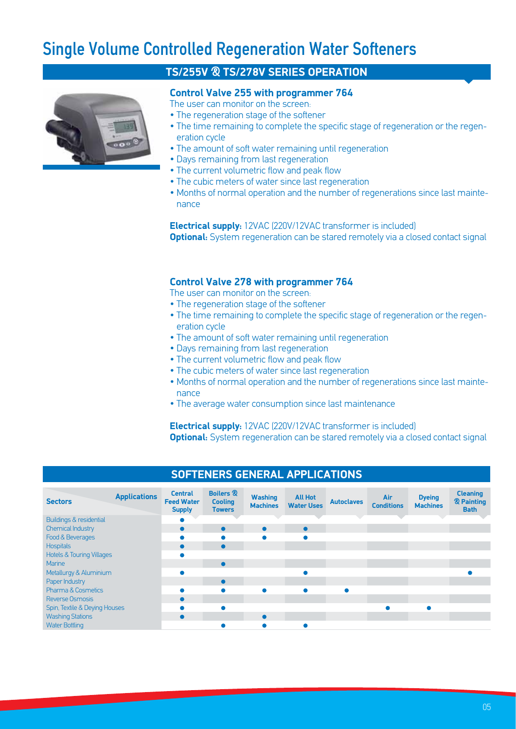# Single Volume Controlled Regeneration Water Softeners

## TS/255V & TS/278V SERIES OPERATION

### Control Valve 255 with programmer 764

The user can monitor on the screen:

- The regeneration stage of the softener
- The time remaining to complete the specific stage of regeneration or the regeneration cycle
- The amount of soft water remaining until regeneration
- Days remaining from last regeneration
- The current volumetric flow and peak flow
- The cubic meters of water since last regeneration
- Months of normal operation and the number of regenerations since last maintenance

**Electrical supply:** 12VAC (220V/12VAC transformer is included)
**Optional:** System regeneration can be stared remotely via a closed contact signal

### Control Valve 278 with programmer 764

The user can monitor on the screen:

- The regeneration stage of the softener
- The time remaining to complete the specific stage of regeneration or the regeneration cycle
- The amount of soft water remaining until regeneration
- Days remaining from last regeneration
- The current volumetric flow and peak flow
- The cubic meters of water since last regeneration
- Months of normal operation and the number of regenerations since last maintenance
- The average water consumption since last maintenance

**Electrical supply:** 12VAC (220V/12VAC transformer is included)
**Optional:** System regeneration can be stared remotely via a closed contact signal

## SOFTENERS GENERAL APPLICATIONS

| Sectors / Applications | Central Feed Water Supply | Boilers & Cooling Towers | Washing Machines | All Hot Water Uses | Autoclaves | Air Conditions | Dyeing Machines | Cleaning & Painting Bath |
|---|---|---|---|---|---|---|---|---|
| Buildings & residential | ● | | | | | | | |
| Chemical Industry | ● | ● | ● | ● | | | | |
| Food & Beverages | ● | ● | ● | ● | | | | |
| Hospitals | ● | ● | | | | | | |
| Hotels & Touring Villages | ● | | | | | | | |
| Marine | | ● | | | | | | |
| Metallurgy & Aluminium | ● | | | ● | | | | ● |
| Paper Industry | | ● | | | | | | |
| Pharma & Cosmetics | ● | ● | ● | ● | ● | | | |
| Reverse Osmosis | ● | | | | | | | |
| Spin, Textile & Deying Houses | ● | ● | | | | ● | ● | |
| Washing Stations | ● | | ● | | | | | |
| Water Bottling | | ● | ● | ● | | | | |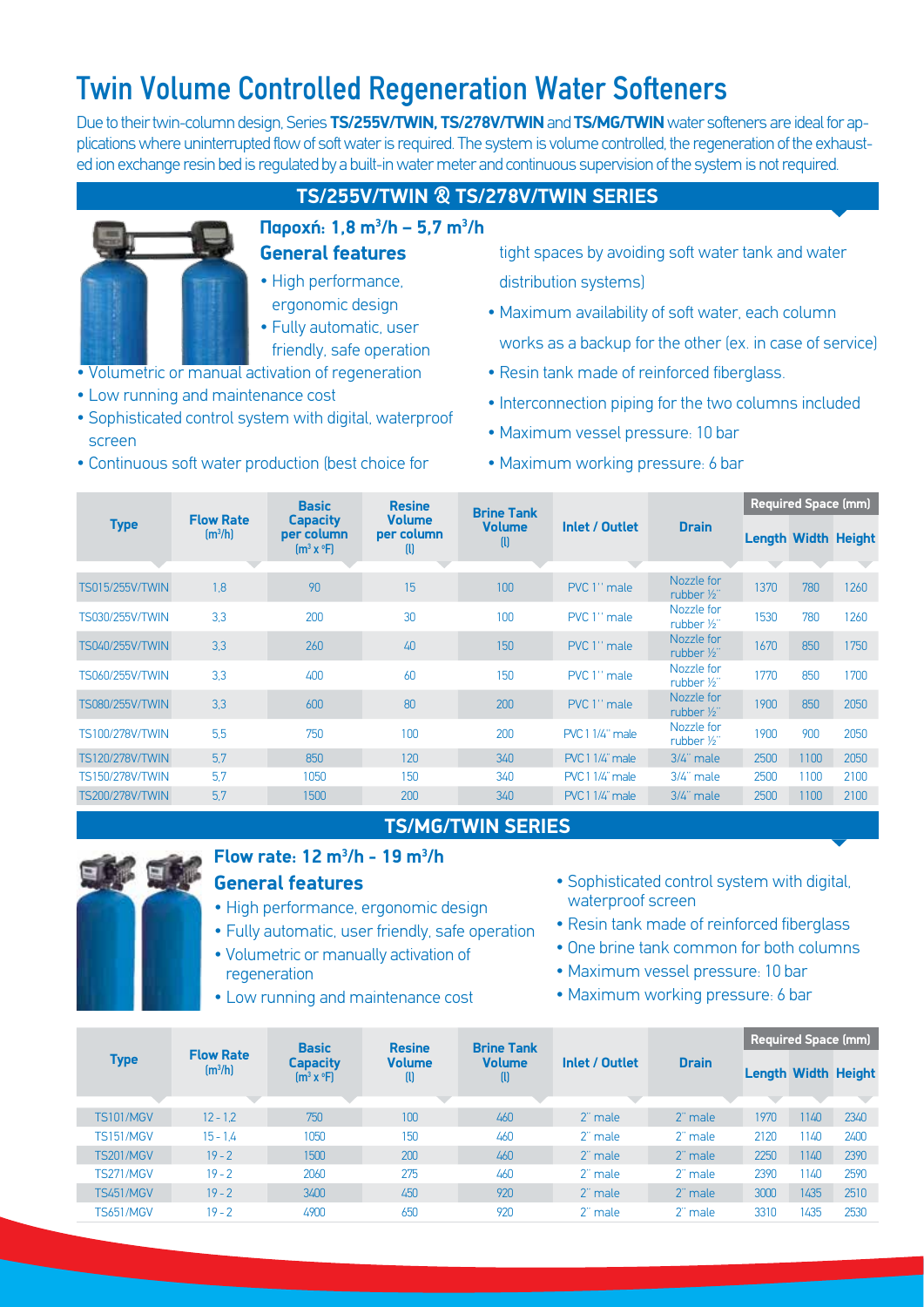# Twin Volume Controlled Regeneration Water Softeners

Due to their twin-column design, Series **TS/255V/TWIN, TS/278V/TWIN** and **TS/MG/TWIN** water softeners are ideal for applications where uninterrupted flow of soft water is required. The system is volume controlled, the regeneration of the exhausted ion exchange resin bed is regulated by a built-in water meter and continuous supervision of the system is not required.

## TS/255V/TWIN & TS/278V/TWIN SERIES

### Παροχή: 1,8 $m^3/h$ – 5,7 $m^3/h$

### General features

- High performance, ergonomic design
- Fully automatic, user friendly, safe operation
- Volumetric or manual activation of regeneration
- Low running and maintenance cost
- Sophisticated control system with digital, waterproof screen
- Continuous soft water production (best choice for tight spaces by avoiding soft water tank and water distribution systems)
- Maximum availability of soft water, each column works as a backup for the other (ex. in case of service)
- Resin tank made of reinforced fiberglass.
- Interconnection piping for the two columns included
- Maximum vessel pressure: 10 bar
- Maximum working pressure: 6 bar

| Type | Flow Rate ($m^3/h$) | Basic Capacity per column ($m^3$ x °F) | Resine Volume per column (l) | Brine Tank Volume (l) | Inlet / Outlet | Drain | Required Space (mm) | | |
|---|---|---|---|---|---|---|---|---|---|
| | | | | | | | Length | Width | Height |
| TS015/255V/TWIN | 1,8 | 90 | 15 | 100 | PVC 1'' male | Nozzle for rubber ½'' | 1370 | 780 | 1260 |
| TS030/255V/TWIN | 3,3 | 200 | 30 | 100 | PVC 1'' male | Nozzle for rubber ½'' | 1530 | 780 | 1260 |
| TS040/255V/TWIN | 3,3 | 260 | 40 | 150 | PVC 1'' male | Nozzle for rubber ½'' | 1670 | 850 | 1750 |
| TS060/255V/TWIN | 3,3 | 400 | 60 | 150 | PVC 1'' male | Nozzle for rubber ½'' | 1770 | 850 | 1700 |
| TS080/255V/TWIN | 3,3 | 600 | 80 | 200 | PVC 1'' male | Nozzle for rubber ½'' | 1900 | 850 | 2050 |
| TS100/278V/TWIN | 5,5 | 750 | 100 | 200 | PVC 1 1/4'' male | Nozzle for rubber ½'' | 1900 | 900 | 2050 |
| TS120/278V/TWIN | 5,7 | 850 | 120 | 340 | PVC 1 1/4'' male | 3/4'' male | 2500 | 1100 | 2050 |
| TS150/278V/TWIN | 5,7 | 1050 | 150 | 340 | PVC 1 1/4'' male | 3/4'' male | 2500 | 1100 | 2100 |
| TS200/278V/TWIN | 5,7 | 1500 | 200 | 340 | PVC 1 1/4'' male | 3/4'' male | 2500 | 1100 | 2100 |

## TS/MG/TWIN SERIES

### Flow rate: 12 $m^3/h$ - 19 $m^3/h$

### General features

- High performance, ergonomic design
- Fully automatic, user friendly, safe operation
- Volumetric or manually activation of regeneration
- Low running and maintenance cost
- Sophisticated control system with digital, waterproof screen
- Resin tank made of reinforced fiberglass
- One brine tank common for both columns
- Maximum vessel pressure: 10 bar
- Maximum working pressure: 6 bar

| Type | Flow Rate ($m^3/h$) | Basic Capacity ($m^3$ x °F) | Resine Volume (l) | Brine Tank Volume (l) | Inlet / Outlet | Drain | Required Space (mm) | | |
|---|---|---|---|---|---|---|---|---|---|
| | | | | | | | Length | Width | Height |
| TS101/MGV | 12 - 1,2 | 750 | 100 | 460 | 2'' male | 2'' male | 1970 | 1140 | 2340 |
| TS151/MGV | 15 - 1,4 | 1050 | 150 | 460 | 2'' male | 2'' male | 2120 | 1140 | 2400 |
| TS201/MGV | 19 - 2 | 1500 | 200 | 460 | 2'' male | 2'' male | 2250 | 1140 | 2390 |
| TS271/MGV | 19 - 2 | 2060 | 275 | 460 | 2'' male | 2'' male | 2390 | 1140 | 2590 |
| TS451/MGV | 19 - 2 | 3400 | 450 | 920 | 2'' male | 2'' male | 3000 | 1435 | 2510 |
| TS651/MGV | 19 - 2 | 4900 | 650 | 920 | 2'' male | 2'' male | 3310 | 1435 | 2530 |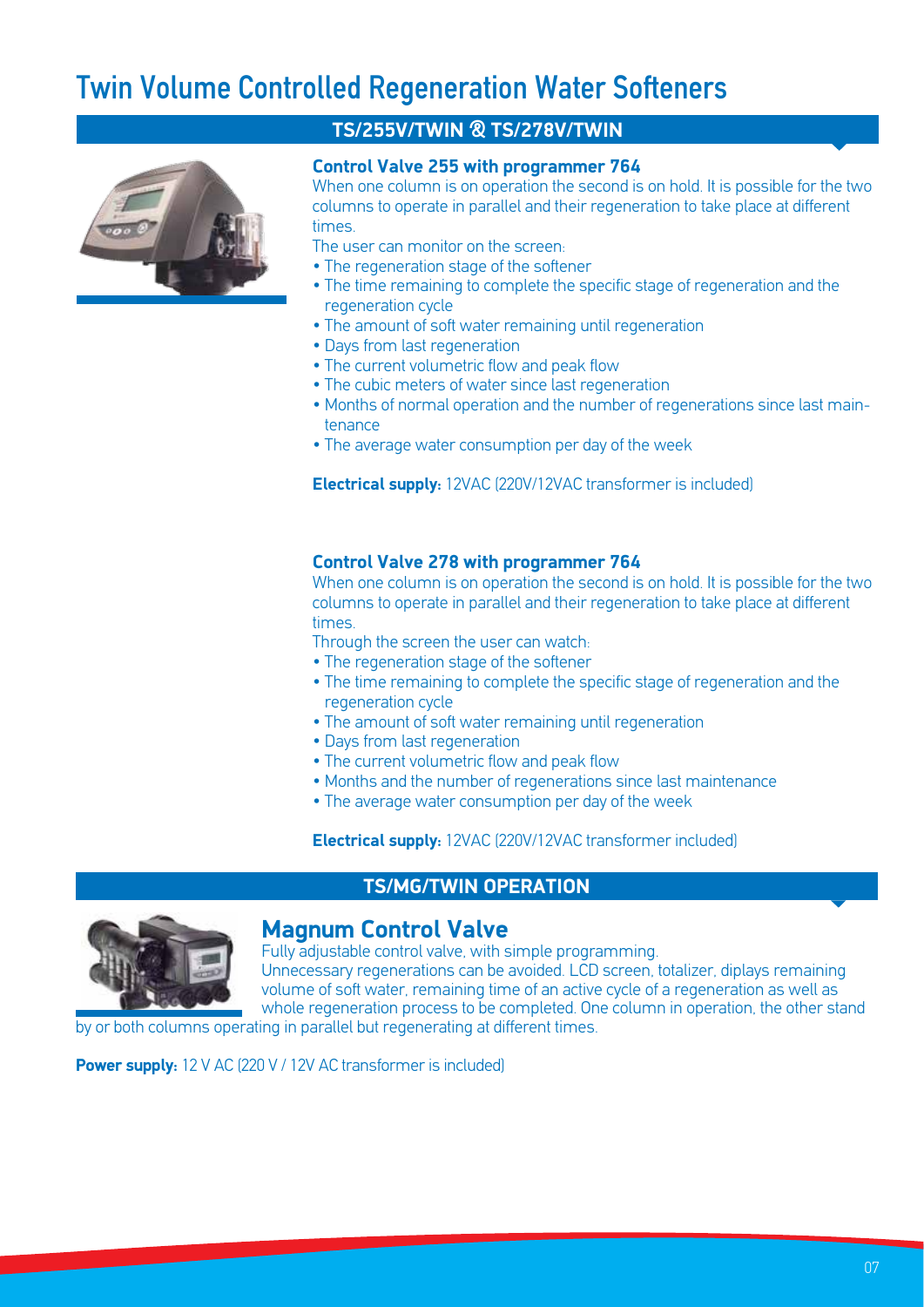# Twin Volume Controlled Regeneration Water Softeners

## TS/255V/TWIN & TS/278V/TWIN

### Control Valve 255 with programmer 764

When one column is on operation the second is on hold. It is possible for the two columns to operate in parallel and their regeneration to take place at different times.

The user can monitor on the screen:

- The regeneration stage of the softener
- The time remaining to complete the specific stage of regeneration and the regeneration cycle
- The amount of soft water remaining until regeneration
- Days from last regeneration
- The current volumetric flow and peak flow
- The cubic meters of water since last regeneration
- Months of normal operation and the number of regenerations since last maintenance
- The average water consumption per day of the week

**Electrical supply:** 12VAC (220V/12VAC transformer is included)

### Control Valve 278 with programmer 764

When one column is on operation the second is on hold. It is possible for the two columns to operate in parallel and their regeneration to take place at different times.

Through the screen the user can watch:

- The regeneration stage of the softener
- The time remaining to complete the specific stage of regeneration and the regeneration cycle
- The amount of soft water remaining until regeneration
- Days from last regeneration
- The current volumetric flow and peak flow
- Months and the number of regenerations since last maintenance
- The average water consumption per day of the week

**Electrical supply:** 12VAC (220V/12VAC transformer included)

## TS/MG/TWIN OPERATION

### Magnum Control Valve

Fully adjustable control valve, with simple programming.
Unnecessary regenerations can be avoided. LCD screen, totalizer, diplays remaining volume of soft water, remaining time of an active cycle of a regeneration as well as whole regeneration process to be completed. One column in operation, the other stand by or both columns operating in parallel but regenerating at different times.

**Power supply:** 12 V AC (220 V / 12V AC transformer is included)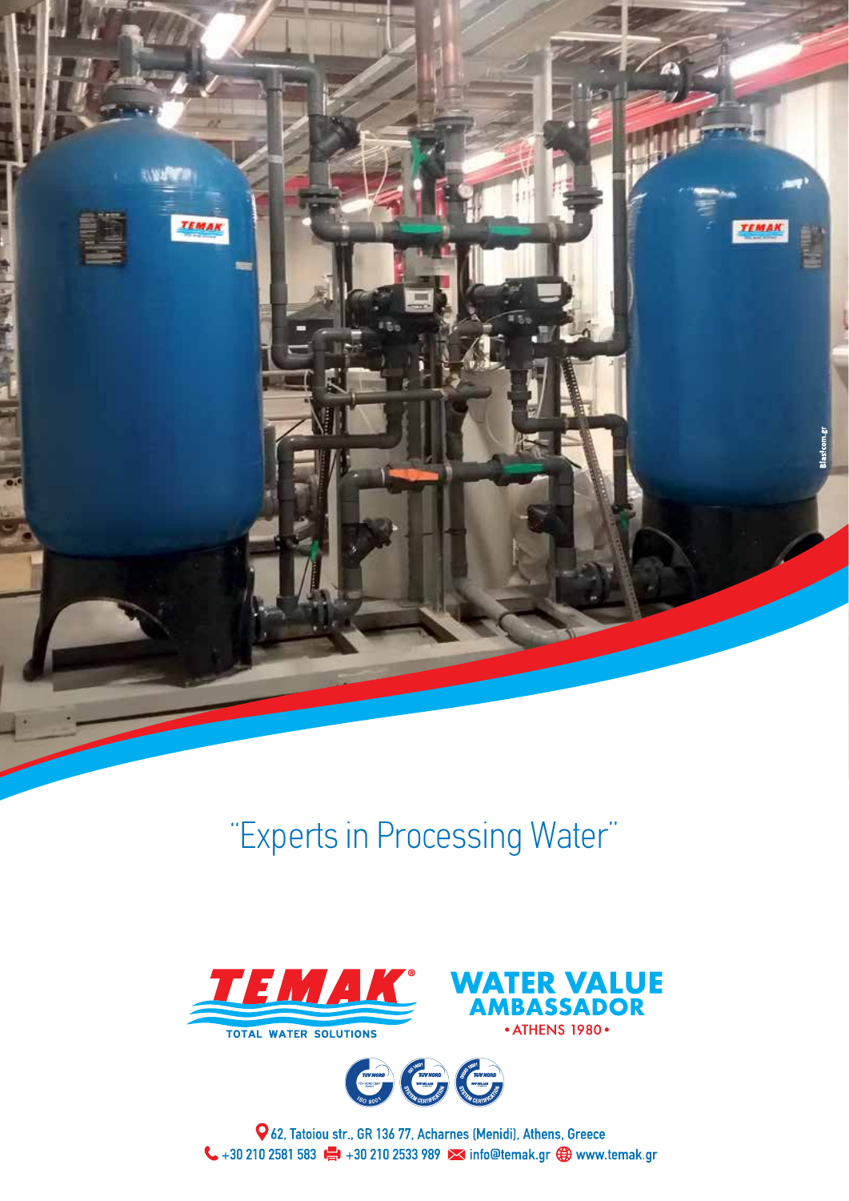"Experts in Processing Water"

TEMAK® TOTAL WATER SOLUTIONS

WATER VALUE AMBASSADOR • ATHENS 1980 •

62, Tatoiou str., GR 136 77, Acharnes (Menidi), Athens, Greece
+30 210 2581 583 +30 210 2533 989 info@temak.gr www.temak.gr